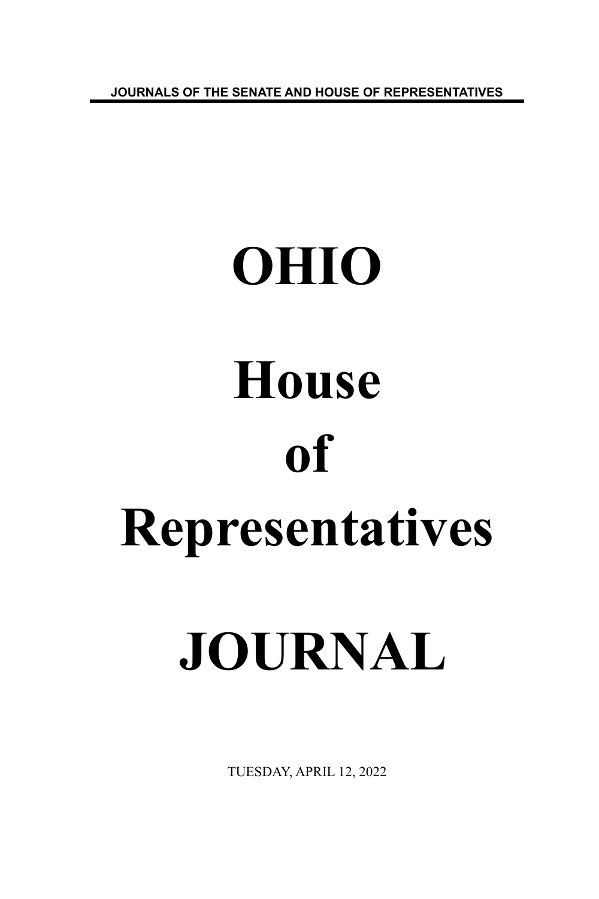JOURNALS OF THE SENATE AND HOUSE OF REPRESENTATIVES

# OHIO

# House

# of

# Representatives

# JOURNAL

TUESDAY, APRIL 12, 2022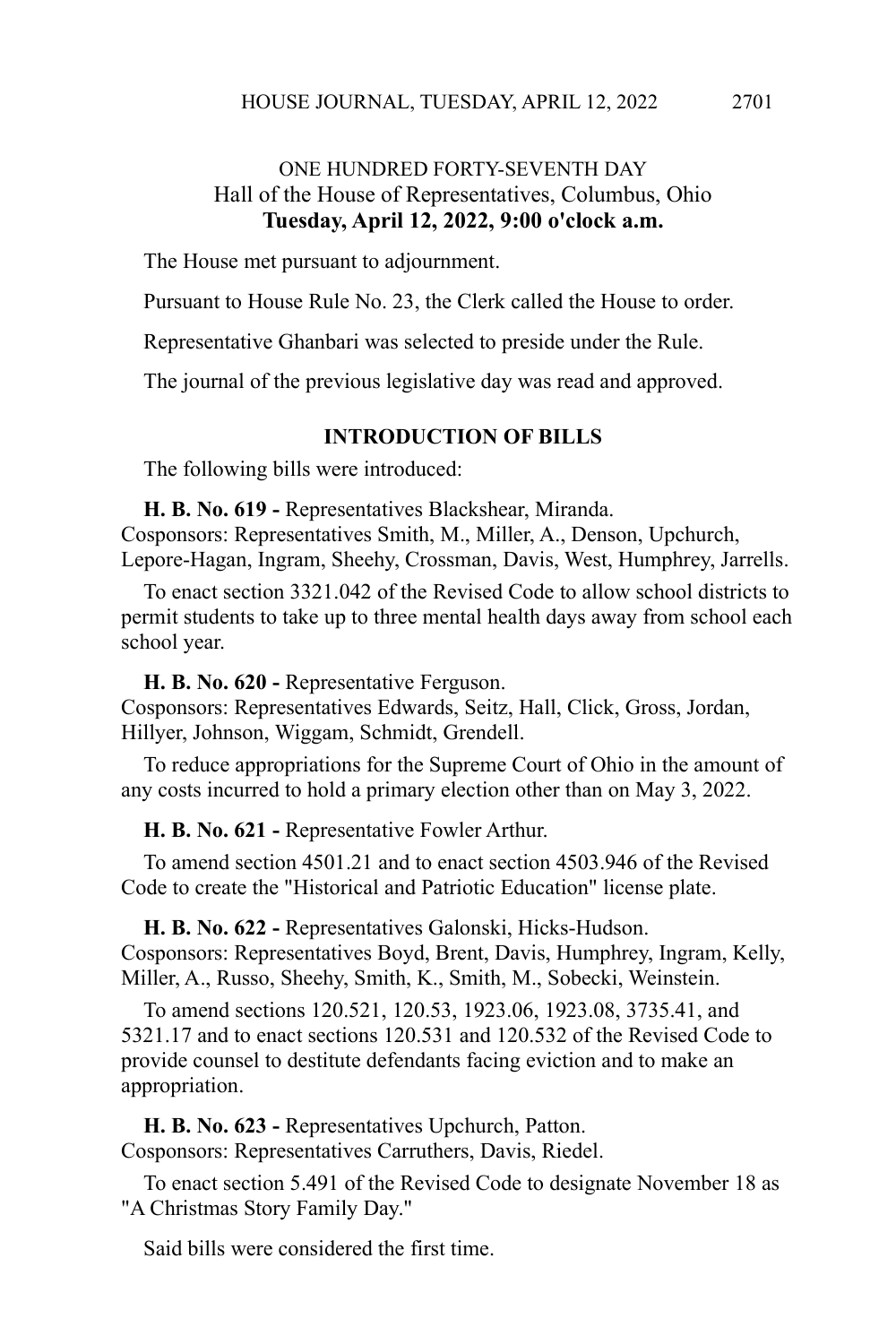## ONE HUNDRED FORTY-SEVENTH DAY
### Hall of the House of Representatives, Columbus, Ohio
### **Tuesday, April 12, 2022, 9:00 o'clock a.m.**

The House met pursuant to adjournment.

Pursuant to House Rule No. 23, the Clerk called the House to order.

Representative Ghanbari was selected to preside under the Rule.

The journal of the previous legislative day was read and approved.

### **INTRODUCTION OF BILLS**

The following bills were introduced:

**H. B. No. 619 -** Representatives Blackshear, Miranda.
Cosponsors: Representatives Smith, M., Miller, A., Denson, Upchurch, Lepore-Hagan, Ingram, Sheehy, Crossman, Davis, West, Humphrey, Jarrells.

To enact section 3321.042 of the Revised Code to allow school districts to permit students to take up to three mental health days away from school each school year.

**H. B. No. 620 -** Representative Ferguson.
Cosponsors: Representatives Edwards, Seitz, Hall, Click, Gross, Jordan, Hillyer, Johnson, Wiggam, Schmidt, Grendell.

To reduce appropriations for the Supreme Court of Ohio in the amount of any costs incurred to hold a primary election other than on May 3, 2022.

**H. B. No. 621 -** Representative Fowler Arthur.

To amend section 4501.21 and to enact section 4503.946 of the Revised Code to create the "Historical and Patriotic Education" license plate.

**H. B. No. 622 -** Representatives Galonski, Hicks-Hudson.
Cosponsors: Representatives Boyd, Brent, Davis, Humphrey, Ingram, Kelly, Miller, A., Russo, Sheehy, Smith, K., Smith, M., Sobecki, Weinstein.

To amend sections 120.521, 120.53, 1923.06, 1923.08, 3735.41, and 5321.17 and to enact sections 120.531 and 120.532 of the Revised Code to provide counsel to destitute defendants facing eviction and to make an appropriation.

**H. B. No. 623 -** Representatives Upchurch, Patton.
Cosponsors: Representatives Carruthers, Davis, Riedel.

To enact section 5.491 of the Revised Code to designate November 18 as "A Christmas Story Family Day."

Said bills were considered the first time.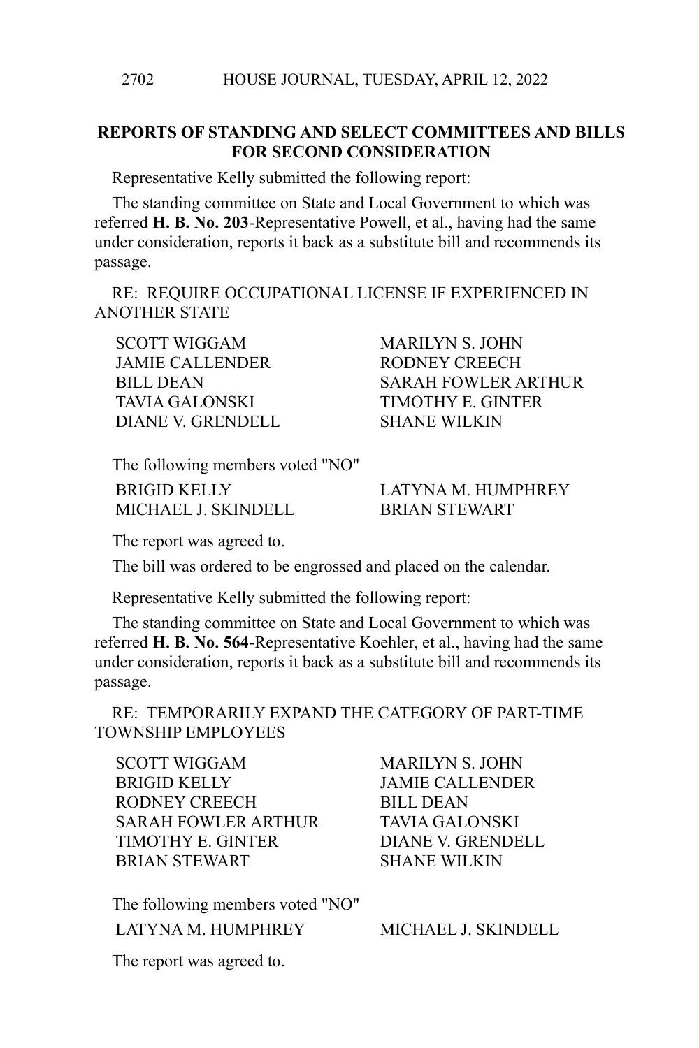## REPORTS OF STANDING AND SELECT COMMITTEES AND BILLS FOR SECOND CONSIDERATION

Representative Kelly submitted the following report:

The standing committee on State and Local Government to which was referred **H. B. No. 203**-Representative Powell, et al., having had the same under consideration, reports it back as a substitute bill and recommends its passage.

RE: REQUIRE OCCUPATIONAL LICENSE IF EXPERIENCED IN ANOTHER STATE

SCOTT WIGGAM  
MARILYN S. JOHN  
JAMIE CALLENDER  
RODNEY CREECH  
BILL DEAN  
SARAH FOWLER ARTHUR  
TAVIA GALONSKI  
TIMOTHY E. GINTER  
DIANE V. GRENDELL  
SHANE WILKIN

The following members voted "NO"

BRIGID KELLY  
LATYNA M. HUMPHREY  
MICHAEL J. SKINDELL  
BRIAN STEWART

The report was agreed to.

The bill was ordered to be engrossed and placed on the calendar.

Representative Kelly submitted the following report:

The standing committee on State and Local Government to which was referred **H. B. No. 564**-Representative Koehler, et al., having had the same under consideration, reports it back as a substitute bill and recommends its passage.

RE: TEMPORARILY EXPAND THE CATEGORY OF PART-TIME TOWNSHIP EMPLOYEES

SCOTT WIGGAM  
MARILYN S. JOHN  
BRIGID KELLY  
JAMIE CALLENDER  
RODNEY CREECH  
BILL DEAN  
SARAH FOWLER ARTHUR  
TAVIA GALONSKI  
TIMOTHY E. GINTER  
DIANE V. GRENDELL  
BRIAN STEWART  
SHANE WILKIN

The following members voted "NO"

LATYNA M. HUMPHREY  
MICHAEL J. SKINDELL

The report was agreed to.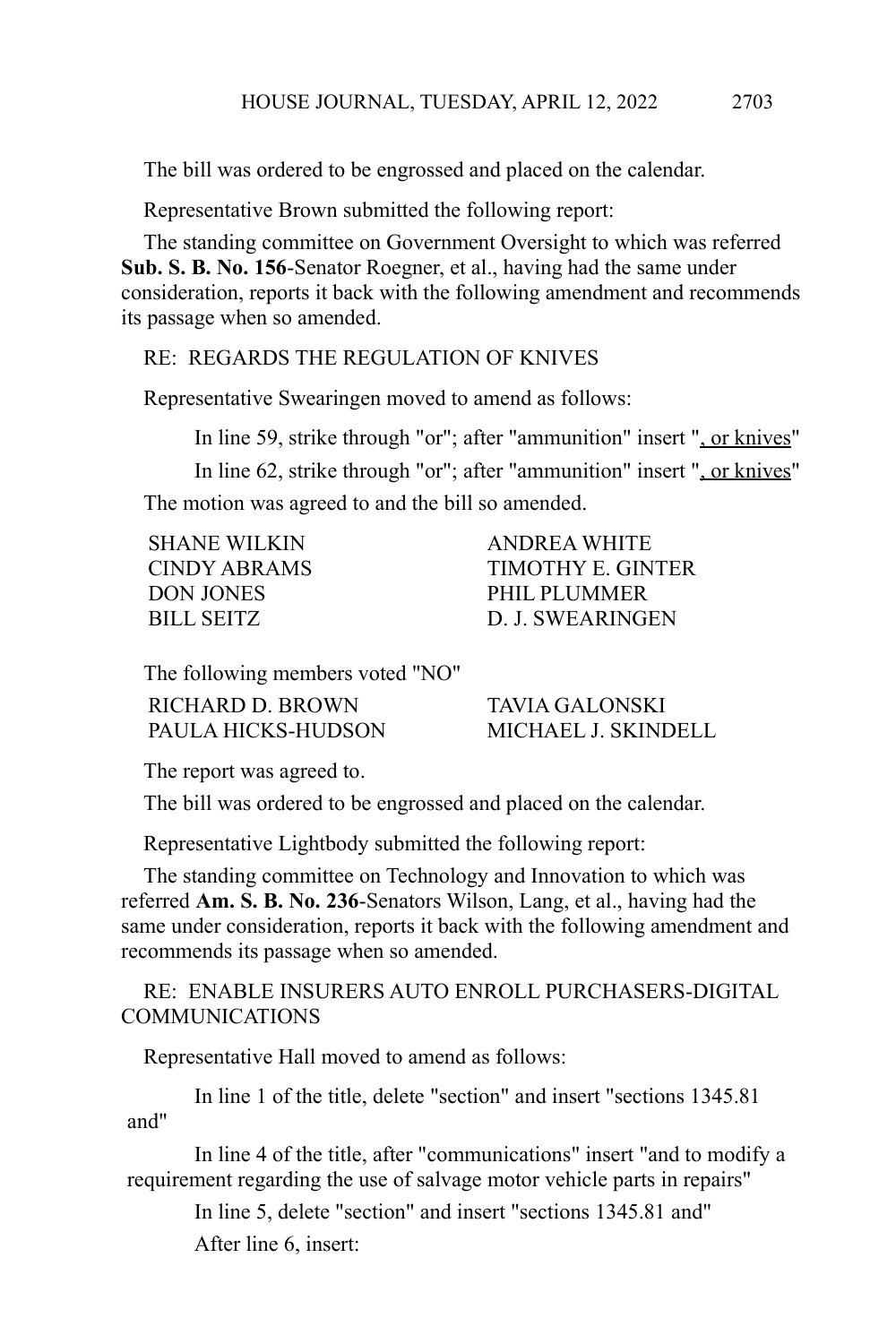The bill was ordered to be engrossed and placed on the calendar.

Representative Brown submitted the following report:

The standing committee on Government Oversight to which was referred **Sub. S. B. No. 156**-Senator Roegner, et al., having had the same under consideration, reports it back with the following amendment and recommends its passage when so amended.

RE: REGARDS THE REGULATION OF KNIVES

Representative Swearingen moved to amend as follows:

In line 59, strike through "or"; after "ammunition" insert "<u>, or knives</u>"

In line 62, strike through "or"; after "ammunition" insert "<u>, or knives</u>"

The motion was agreed to and the bill so amended.

| | |
|---|---|
| SHANE WILKIN | ANDREA WHITE |
| CINDY ABRAMS | TIMOTHY E. GINTER |
| DON JONES | PHIL PLUMMER |
| BILL SEITZ | D. J. SWEARINGEN |

The following members voted "NO"

| | |
|---|---|
| RICHARD D. BROWN | TAVIA GALONSKI |
| PAULA HICKS-HUDSON | MICHAEL J. SKINDELL |

The report was agreed to.

The bill was ordered to be engrossed and placed on the calendar.

Representative Lightbody submitted the following report:

The standing committee on Technology and Innovation to which was referred **Am. S. B. No. 236**-Senators Wilson, Lang, et al., having had the same under consideration, reports it back with the following amendment and recommends its passage when so amended.

RE: ENABLE INSURERS AUTO ENROLL PURCHASERS-DIGITAL COMMUNICATIONS

Representative Hall moved to amend as follows:

In line 1 of the title, delete "section" and insert "sections 1345.81 and"

In line 4 of the title, after "communications" insert "and to modify a requirement regarding the use of salvage motor vehicle parts in repairs"

In line 5, delete "section" and insert "sections 1345.81 and"

After line 6, insert: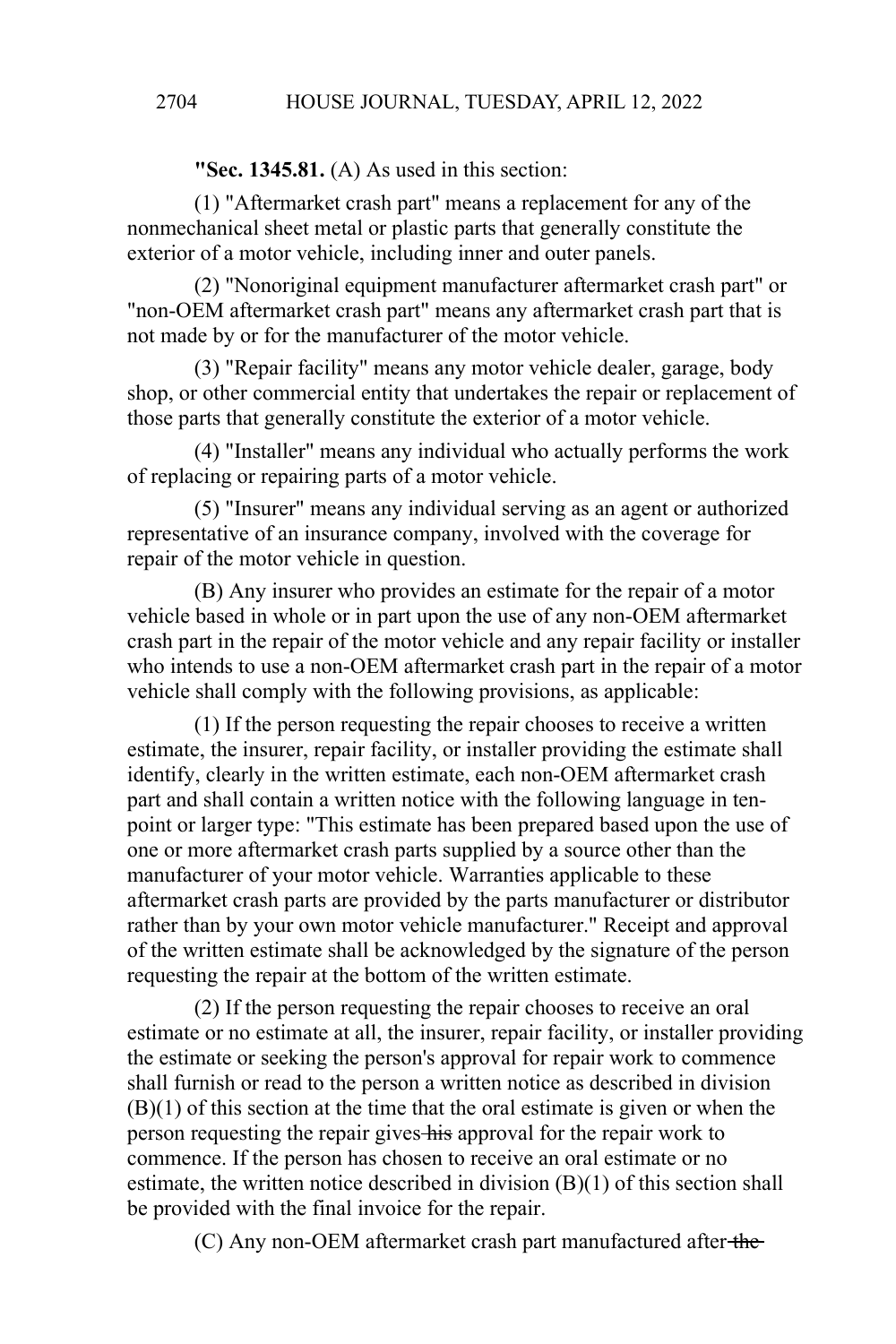**"Sec. 1345.81.** (A) As used in this section:

(1) "Aftermarket crash part" means a replacement for any of the nonmechanical sheet metal or plastic parts that generally constitute the exterior of a motor vehicle, including inner and outer panels.

(2) "Nonoriginal equipment manufacturer aftermarket crash part" or "non-OEM aftermarket crash part" means any aftermarket crash part that is not made by or for the manufacturer of the motor vehicle.

(3) "Repair facility" means any motor vehicle dealer, garage, body shop, or other commercial entity that undertakes the repair or replacement of those parts that generally constitute the exterior of a motor vehicle.

(4) "Installer" means any individual who actually performs the work of replacing or repairing parts of a motor vehicle.

(5) "Insurer" means any individual serving as an agent or authorized representative of an insurance company, involved with the coverage for repair of the motor vehicle in question.

(B) Any insurer who provides an estimate for the repair of a motor vehicle based in whole or in part upon the use of any non-OEM aftermarket crash part in the repair of the motor vehicle and any repair facility or installer who intends to use a non-OEM aftermarket crash part in the repair of a motor vehicle shall comply with the following provisions, as applicable:

(1) If the person requesting the repair chooses to receive a written estimate, the insurer, repair facility, or installer providing the estimate shall identify, clearly in the written estimate, each non-OEM aftermarket crash part and shall contain a written notice with the following language in ten-point or larger type: "This estimate has been prepared based upon the use of one or more aftermarket crash parts supplied by a source other than the manufacturer of your motor vehicle. Warranties applicable to these aftermarket crash parts are provided by the parts manufacturer or distributor rather than by your own motor vehicle manufacturer." Receipt and approval of the written estimate shall be acknowledged by the signature of the person requesting the repair at the bottom of the written estimate.

(2) If the person requesting the repair chooses to receive an oral estimate or no estimate at all, the insurer, repair facility, or installer providing the estimate or seeking the person's approval for repair work to commence shall furnish or read to the person a written notice as described in division (B)(1) of this section at the time that the oral estimate is given or when the person requesting the repair gives ~~his~~ approval for the repair work to commence. If the person has chosen to receive an oral estimate or no estimate, the written notice described in division (B)(1) of this section shall be provided with the final invoice for the repair.

(C) Any non-OEM aftermarket crash part manufactured after ~~the~~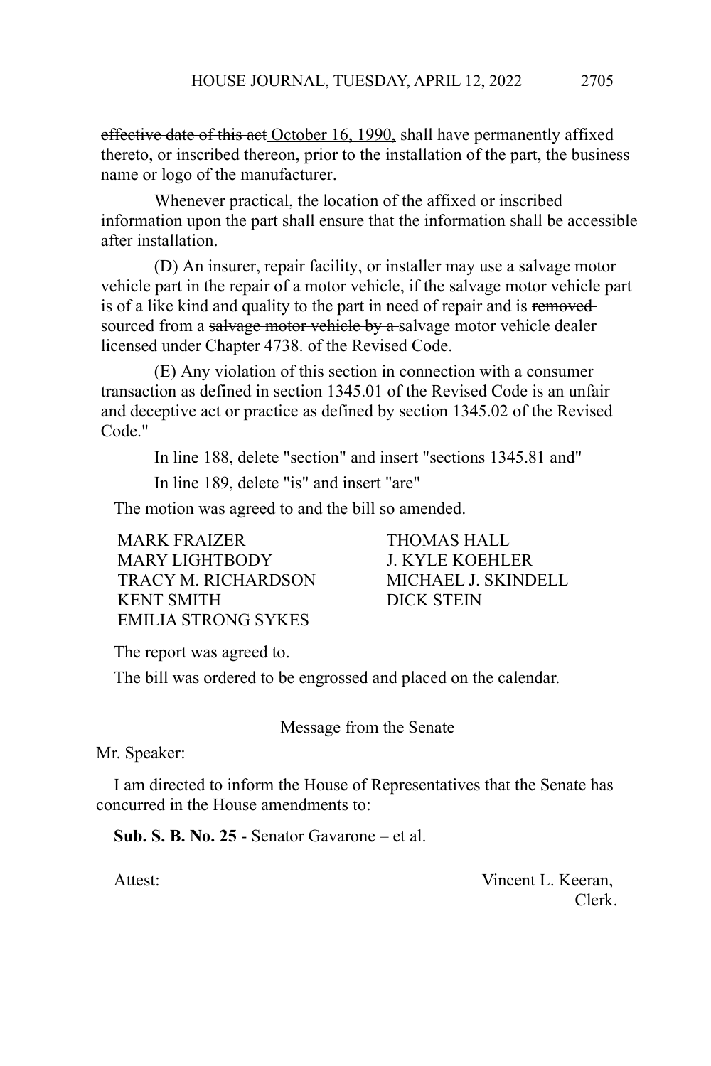~~effective date of this act~~ October 16, 1990, shall have permanently affixed thereto, or inscribed thereon, prior to the installation of the part, the business name or logo of the manufacturer.

Whenever practical, the location of the affixed or inscribed information upon the part shall ensure that the information shall be accessible after installation.

(D) An insurer, repair facility, or installer may use a salvage motor vehicle part in the repair of a motor vehicle, if the salvage motor vehicle part is of a like kind and quality to the part in need of repair and is ~~removed~~ sourced from a ~~salvage motor vehicle by a~~ salvage motor vehicle dealer licensed under Chapter 4738. of the Revised Code.

(E) Any violation of this section in connection with a consumer transaction as defined in section 1345.01 of the Revised Code is an unfair and deceptive act or practice as defined by section 1345.02 of the Revised Code."

In line 188, delete "section" and insert "sections 1345.81 and"

In line 189, delete "is" and insert "are"

The motion was agreed to and the bill so amended.

| | |
|---|---|
| MARK FRAIZER | THOMAS HALL |
| MARY LIGHTBODY | J. KYLE KOEHLER |
| TRACY M. RICHARDSON | MICHAEL J. SKINDELL |
| KENT SMITH | DICK STEIN |
| EMILIA STRONG SYKES | |

The report was agreed to.

The bill was ordered to be engrossed and placed on the calendar.

Message from the Senate

Mr. Speaker:

I am directed to inform the House of Representatives that the Senate has concurred in the House amendments to:

**Sub. S. B. No. 25** - Senator Gavarone – et al.

Attest: Vincent L. Keeran,
Clerk.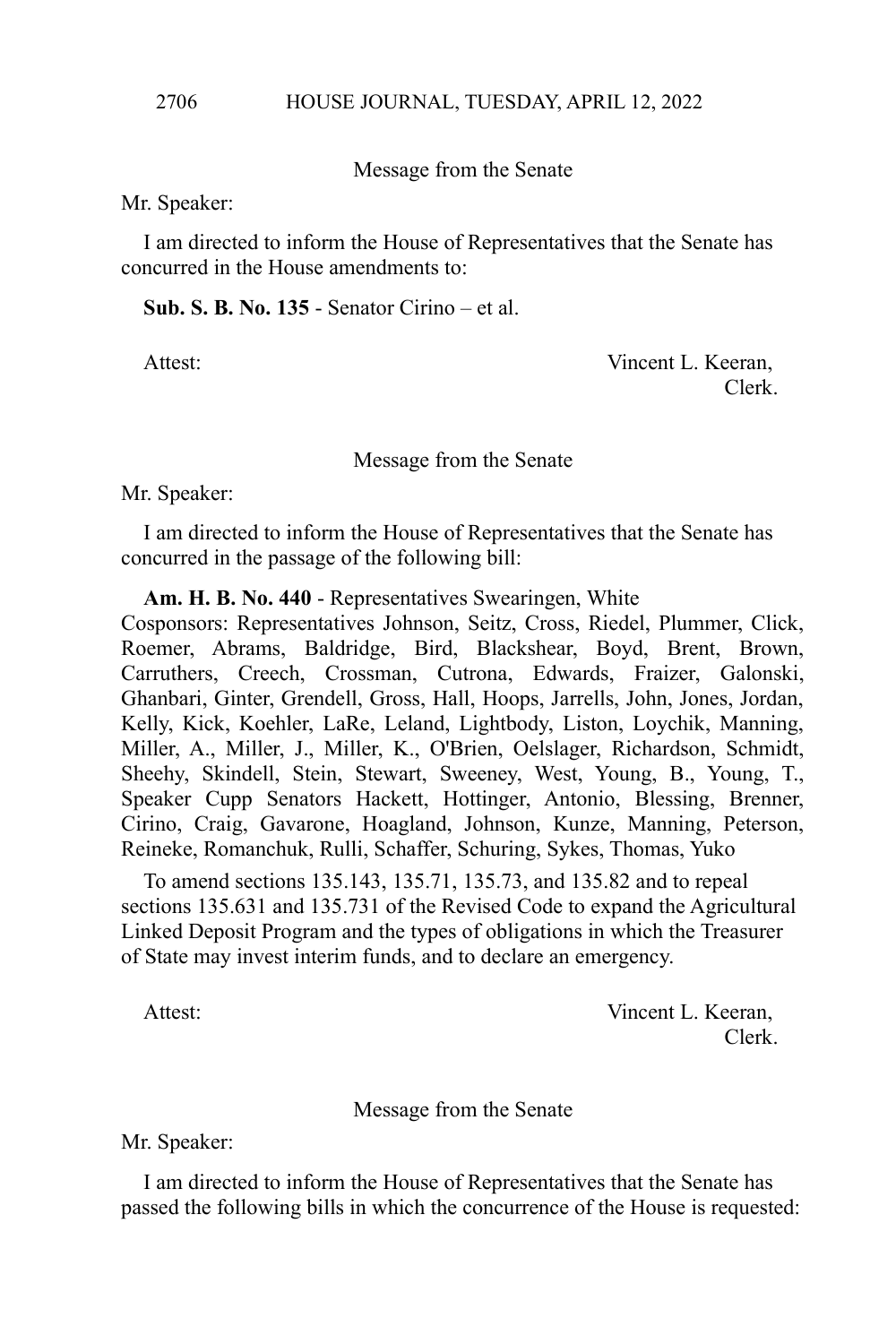Message from the Senate

Mr. Speaker:

I am directed to inform the House of Representatives that the Senate has concurred in the House amendments to:

**Sub. S. B. No. 135** - Senator Cirino – et al.

Attest: Vincent L. Keeran, Clerk.

Message from the Senate

Mr. Speaker:

I am directed to inform the House of Representatives that the Senate has concurred in the passage of the following bill:

**Am. H. B. No. 440** - Representatives Swearingen, White
Cosponsors: Representatives Johnson, Seitz, Cross, Riedel, Plummer, Click, Roemer, Abrams, Baldridge, Bird, Blackshear, Boyd, Brent, Brown, Carruthers, Creech, Crossman, Cutrona, Edwards, Fraizer, Galonski, Ghanbari, Ginter, Grendell, Gross, Hall, Hoops, Jarrells, John, Jones, Jordan, Kelly, Kick, Koehler, LaRe, Leland, Lightbody, Liston, Loychik, Manning, Miller, A., Miller, J., Miller, K., O'Brien, Oelslager, Richardson, Schmidt, Sheehy, Skindell, Stein, Stewart, Sweeney, West, Young, B., Young, T., Speaker Cupp Senators Hackett, Hottinger, Antonio, Blessing, Brenner, Cirino, Craig, Gavarone, Hoagland, Johnson, Kunze, Manning, Peterson, Reineke, Romanchuk, Rulli, Schaffer, Schuring, Sykes, Thomas, Yuko

To amend sections 135.143, 135.71, 135.73, and 135.82 and to repeal sections 135.631 and 135.731 of the Revised Code to expand the Agricultural Linked Deposit Program and the types of obligations in which the Treasurer of State may invest interim funds, and to declare an emergency.

Attest: Vincent L. Keeran, Clerk.

Message from the Senate

Mr. Speaker:

I am directed to inform the House of Representatives that the Senate has passed the following bills in which the concurrence of the House is requested: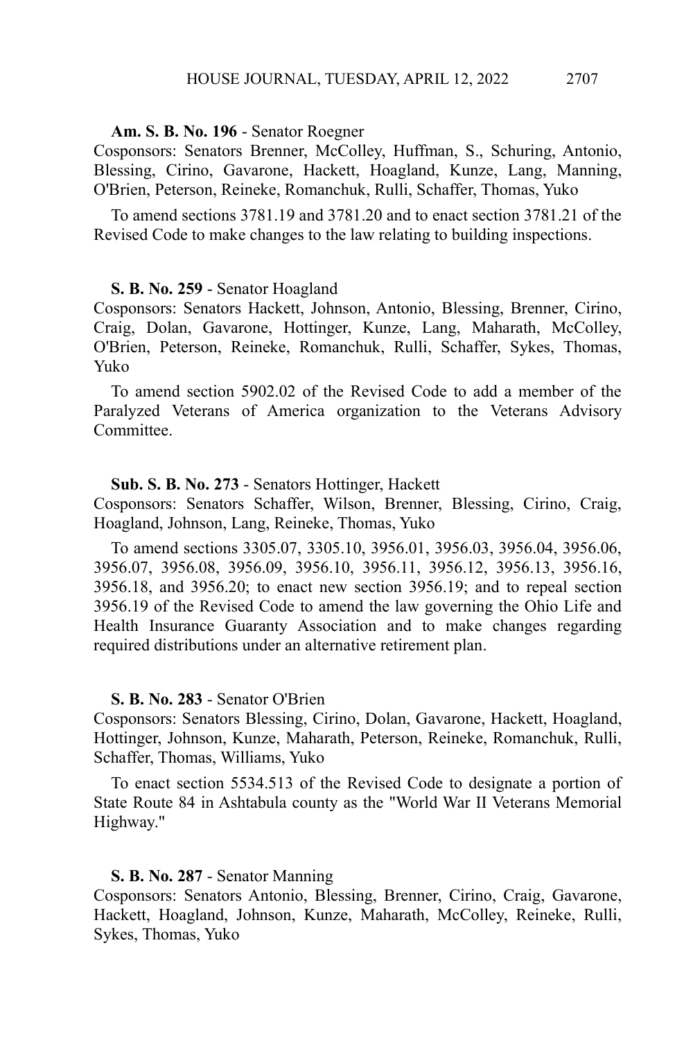**Am. S. B. No. 196** - Senator Roegner
Cosponsors: Senators Brenner, McColley, Huffman, S., Schuring, Antonio, Blessing, Cirino, Gavarone, Hackett, Hoagland, Kunze, Lang, Manning, O'Brien, Peterson, Reineke, Romanchuk, Rulli, Schaffer, Thomas, Yuko

To amend sections 3781.19 and 3781.20 and to enact section 3781.21 of the Revised Code to make changes to the law relating to building inspections.

**S. B. No. 259** - Senator Hoagland
Cosponsors: Senators Hackett, Johnson, Antonio, Blessing, Brenner, Cirino, Craig, Dolan, Gavarone, Hottinger, Kunze, Lang, Maharath, McColley, O'Brien, Peterson, Reineke, Romanchuk, Rulli, Schaffer, Sykes, Thomas, Yuko

To amend section 5902.02 of the Revised Code to add a member of the Paralyzed Veterans of America organization to the Veterans Advisory Committee.

**Sub. S. B. No. 273** - Senators Hottinger, Hackett
Cosponsors: Senators Schaffer, Wilson, Brenner, Blessing, Cirino, Craig, Hoagland, Johnson, Lang, Reineke, Thomas, Yuko

To amend sections 3305.07, 3305.10, 3956.01, 3956.03, 3956.04, 3956.06, 3956.07, 3956.08, 3956.09, 3956.10, 3956.11, 3956.12, 3956.13, 3956.16, 3956.18, and 3956.20; to enact new section 3956.19; and to repeal section 3956.19 of the Revised Code to amend the law governing the Ohio Life and Health Insurance Guaranty Association and to make changes regarding required distributions under an alternative retirement plan.

**S. B. No. 283** - Senator O'Brien
Cosponsors: Senators Blessing, Cirino, Dolan, Gavarone, Hackett, Hoagland, Hottinger, Johnson, Kunze, Maharath, Peterson, Reineke, Romanchuk, Rulli, Schaffer, Thomas, Williams, Yuko

To enact section 5534.513 of the Revised Code to designate a portion of State Route 84 in Ashtabula county as the "World War II Veterans Memorial Highway."

**S. B. No. 287** - Senator Manning
Cosponsors: Senators Antonio, Blessing, Brenner, Cirino, Craig, Gavarone, Hackett, Hoagland, Johnson, Kunze, Maharath, McColley, Reineke, Rulli, Sykes, Thomas, Yuko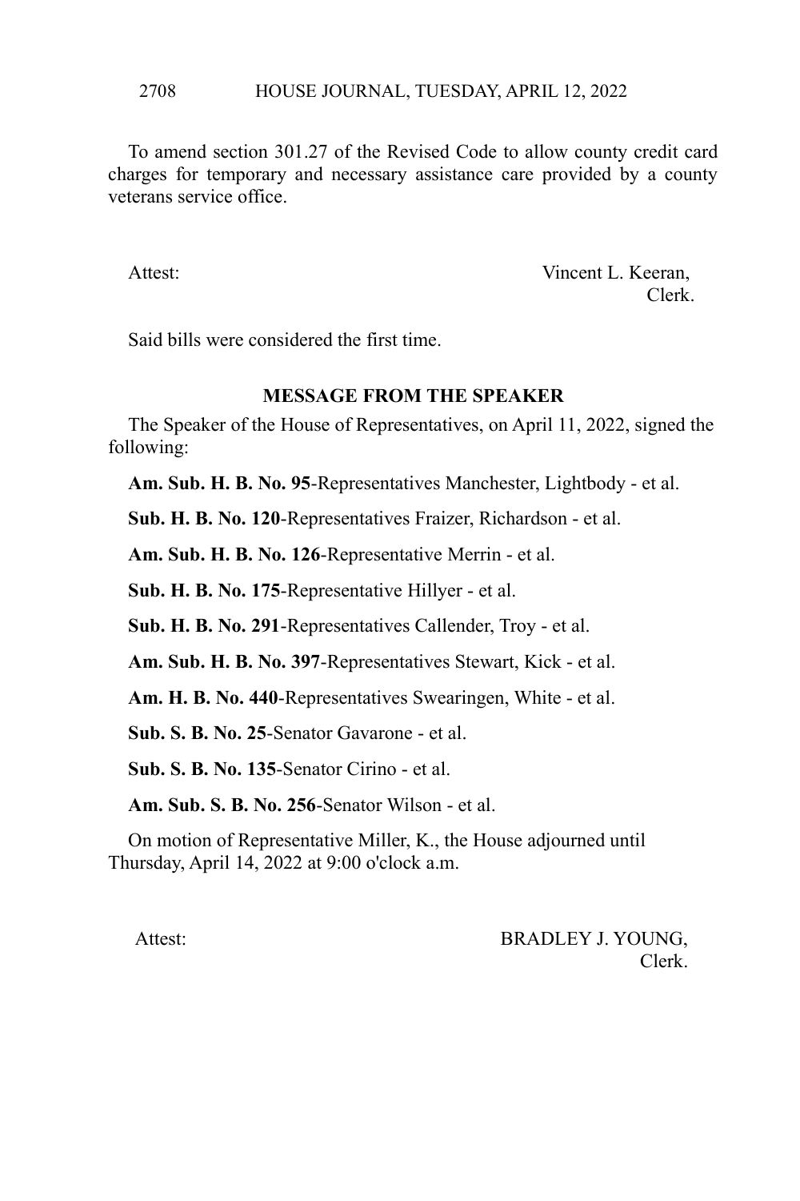To amend section 301.27 of the Revised Code to allow county credit card charges for temporary and necessary assistance care provided by a county veterans service office.

Attest: Vincent L. Keeran,
Clerk.

Said bills were considered the first time.

## MESSAGE FROM THE SPEAKER

The Speaker of the House of Representatives, on April 11, 2022, signed the following:

**Am. Sub. H. B. No. 95**-Representatives Manchester, Lightbody - et al.

**Sub. H. B. No. 120**-Representatives Fraizer, Richardson - et al.

**Am. Sub. H. B. No. 126**-Representative Merrin - et al.

**Sub. H. B. No. 175**-Representative Hillyer - et al.

**Sub. H. B. No. 291**-Representatives Callender, Troy - et al.

**Am. Sub. H. B. No. 397**-Representatives Stewart, Kick - et al.

**Am. H. B. No. 440**-Representatives Swearingen, White - et al.

**Sub. S. B. No. 25**-Senator Gavarone - et al.

**Sub. S. B. No. 135**-Senator Cirino - et al.

**Am. Sub. S. B. No. 256**-Senator Wilson - et al.

On motion of Representative Miller, K., the House adjourned until Thursday, April 14, 2022 at 9:00 o'clock a.m.

Attest: BRADLEY J. YOUNG,
Clerk.